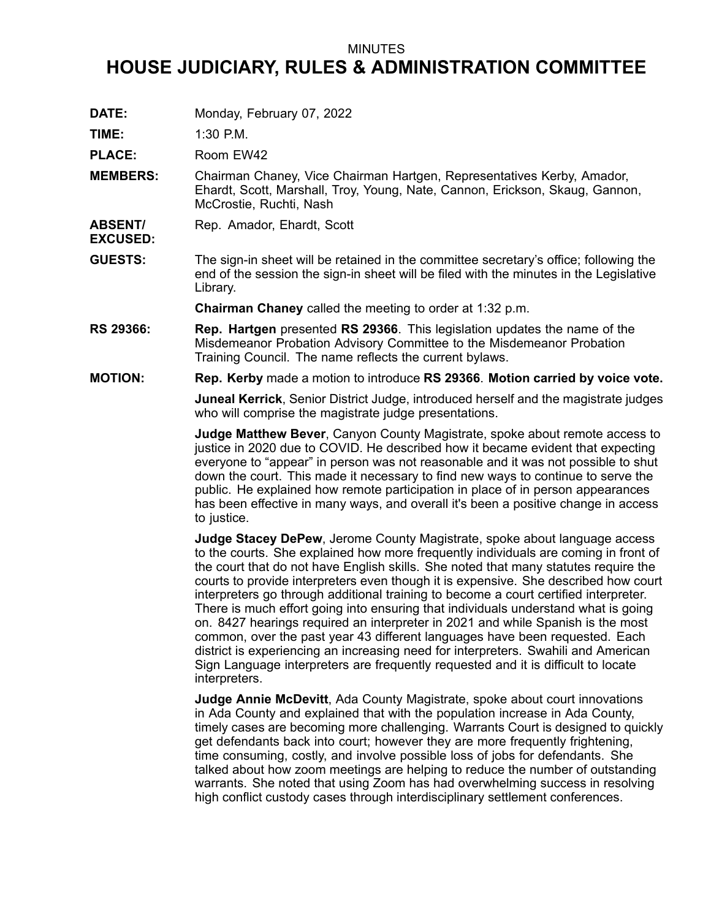MINUTES

# HOUSE JUDICIARY, RULES & ADMINISTRATION COMMITTEE

**DATE:** Monday, February 07, 2022

**TIME:** 1:30 P.M.

**PLACE:** Room EW42

**MEMBERS:** Chairman Chaney, Vice Chairman Hartgen, Representatives Kerby, Amador, Ehardt, Scott, Marshall, Troy, Young, Nate, Cannon, Erickson, Skaug, Gannon, McCrostie, Ruchti, Nash

**ABSENT/ EXCUSED:** Rep. Amador, Ehardt, Scott

**GUESTS:** The sign-in sheet will be retained in the committee secretary's office; following the end of the session the sign-in sheet will be filed with the minutes in the Legislative Library.

**Chairman Chaney** called the meeting to order at 1:32 p.m.

**RS 29366:** **Rep. Hartgen** presented **RS 29366**. This legislation updates the name of the Misdemeanor Probation Advisory Committee to the Misdemeanor Probation Training Council. The name reflects the current bylaws.

**MOTION:** **Rep. Kerby** made a motion to introduce **RS 29366**. **Motion carried by voice vote.**

**Juneal Kerrick**, Senior District Judge, introduced herself and the magistrate judges who will comprise the magistrate judge presentations.

**Judge Matthew Bever**, Canyon County Magistrate, spoke about remote access to justice in 2020 due to COVID. He described how it became evident that expecting everyone to "appear" in person was not reasonable and it was not possible to shut down the court. This made it necessary to find new ways to continue to serve the public. He explained how remote participation in place of in person appearances has been effective in many ways, and overall it's been a positive change in access to justice.

**Judge Stacey DePew**, Jerome County Magistrate, spoke about language access to the courts. She explained how more frequently individuals are coming in front of the court that do not have English skills. She noted that many statutes require the courts to provide interpreters even though it is expensive. She described how court interpreters go through additional training to become a court certified interpreter. There is much effort going into ensuring that individuals understand what is going on. 8427 hearings required an interpreter in 2021 and while Spanish is the most common, over the past year 43 different languages have been requested. Each district is experiencing an increasing need for interpreters. Swahili and American Sign Language interpreters are frequently requested and it is difficult to locate interpreters.

**Judge Annie McDevitt**, Ada County Magistrate, spoke about court innovations in Ada County and explained that with the population increase in Ada County, timely cases are becoming more challenging. Warrants Court is designed to quickly get defendants back into court; however they are more frequently frightening, time consuming, costly, and involve possible loss of jobs for defendants. She talked about how zoom meetings are helping to reduce the number of outstanding warrants. She noted that using Zoom has had overwhelming success in resolving high conflict custody cases through interdisciplinary settlement conferences.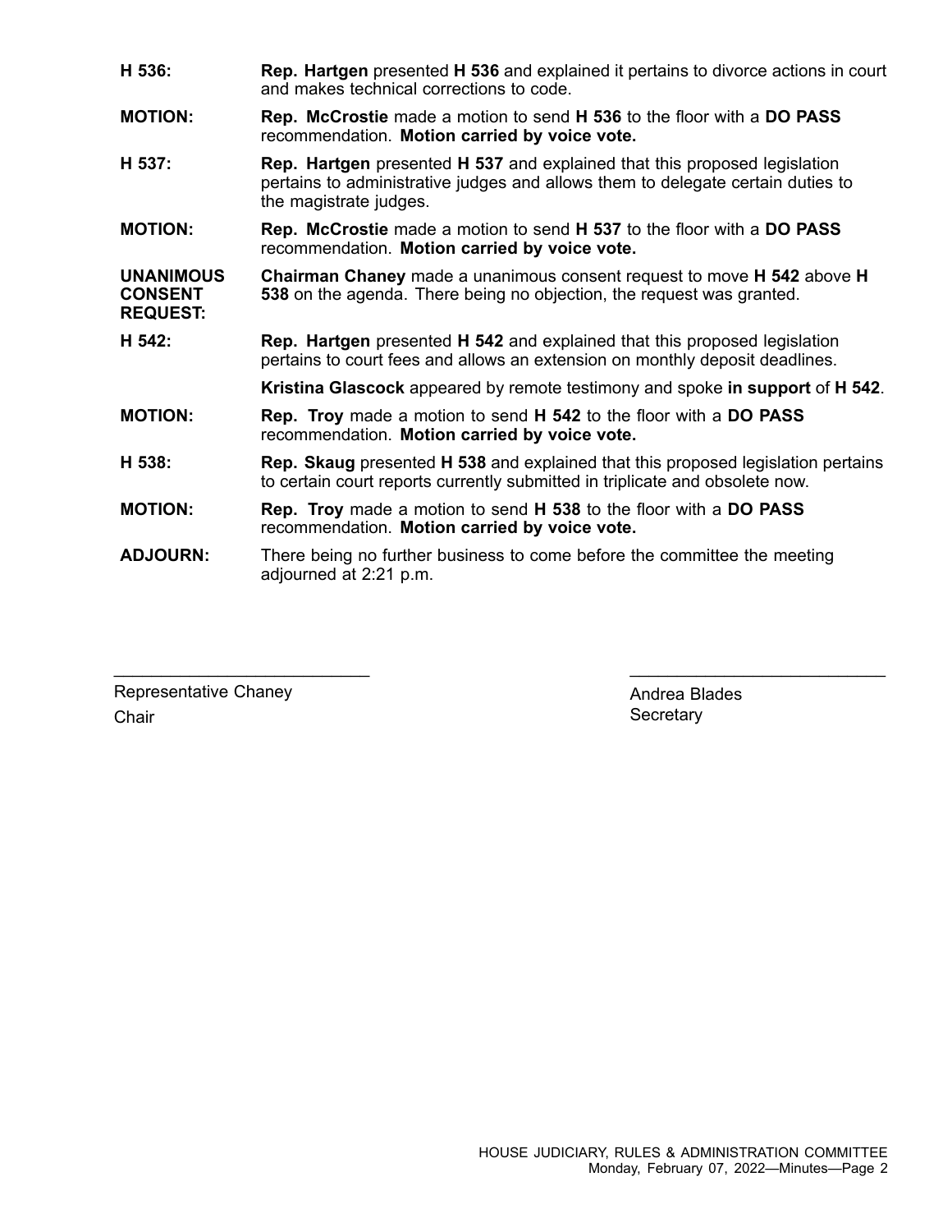**H 536:** **Rep. Hartgen** presented **H 536** and explained it pertains to divorce actions in court and makes technical corrections to code.

**MOTION:** **Rep. McCrostie** made a motion to send **H 536** to the floor with a **DO PASS** recommendation. **Motion carried by voice vote.**

**H 537:** **Rep. Hartgen** presented **H 537** and explained that this proposed legislation pertains to administrative judges and allows them to delegate certain duties to the magistrate judges.

**MOTION:** **Rep. McCrostie** made a motion to send **H 537** to the floor with a **DO PASS** recommendation. **Motion carried by voice vote.**

**UNANIMOUS CONSENT REQUEST:** **Chairman Chaney** made a unanimous consent request to move **H 542** above **H 538** on the agenda. There being no objection, the request was granted.

**H 542:** **Rep. Hartgen** presented **H 542** and explained that this proposed legislation pertains to court fees and allows an extension on monthly deposit deadlines.

**Kristina Glascock** appeared by remote testimony and spoke **in support** of **H 542**.

**MOTION:** **Rep. Troy** made a motion to send **H 542** to the floor with a **DO PASS** recommendation. **Motion carried by voice vote.**

**H 538:** **Rep. Skaug** presented **H 538** and explained that this proposed legislation pertains to certain court reports currently submitted in triplicate and obsolete now.

**MOTION:** **Rep. Troy** made a motion to send **H 538** to the floor with a **DO PASS** recommendation. **Motion carried by voice vote.**

**ADJOURN:** There being no further business to come before the committee the meeting adjourned at 2:21 p.m.

___________________________
Representative Chaney
Chair

___________________________
Andrea Blades
Secretary